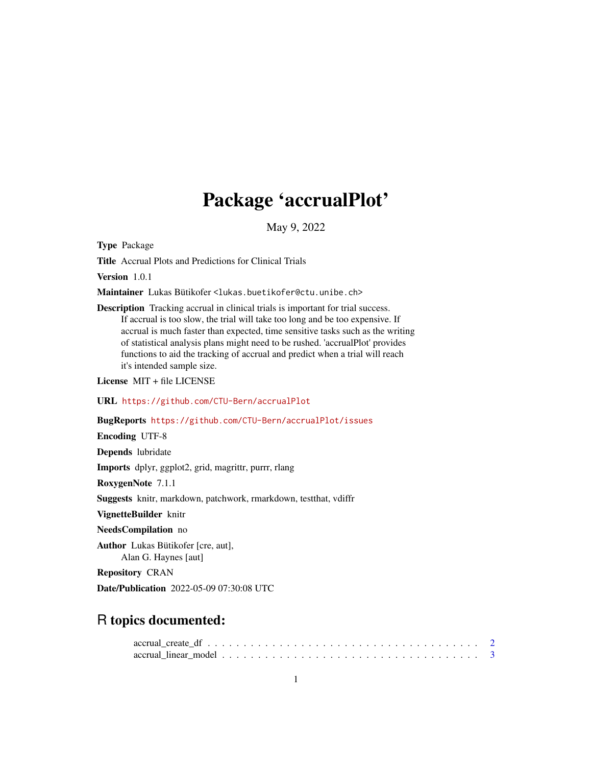# Package 'accrualPlot'

May 9, 2022

**Type** Package

**Title** Accrual Plots and Predictions for Clinical Trials

**Version** 1.0.1

**Maintainer** Lukas Bütikofer <lukas.buetikofer@ctu.unibe.ch>

**Description** Tracking accrual in clinical trials is important for trial success. If accrual is too slow, the trial will take too long and be too expensive. If accrual is much faster than expected, time sensitive tasks such as the writing of statistical analysis plans might need to be rushed. 'accrualPlot' provides functions to aid the tracking of accrual and predict when a trial will reach it's intended sample size.

**License** MIT + file LICENSE

**URL** https://github.com/CTU-Bern/accrualPlot

**BugReports** https://github.com/CTU-Bern/accrualPlot/issues

**Encoding** UTF-8

**Depends** lubridate

**Imports** dplyr, ggplot2, grid, magrittr, purrr, rlang

**RoxygenNote** 7.1.1

**Suggests** knitr, markdown, patchwork, rmarkdown, testthat, vdiffr

**VignetteBuilder** knitr

**NeedsCompilation** no

**Author** Lukas Bütikofer [cre, aut], Alan G. Haynes [aut]

**Repository** CRAN

**Date/Publication** 2022-05-09 07:30:08 UTC

## R topics documented:

accrual_create_df . . . . . . . . . . . . . . . . . . . . . . . . . . . . . . . . . . . . . . 2
accrual_linear_model . . . . . . . . . . . . . . . . . . . . . . . . . . . . . . . . . . . . 3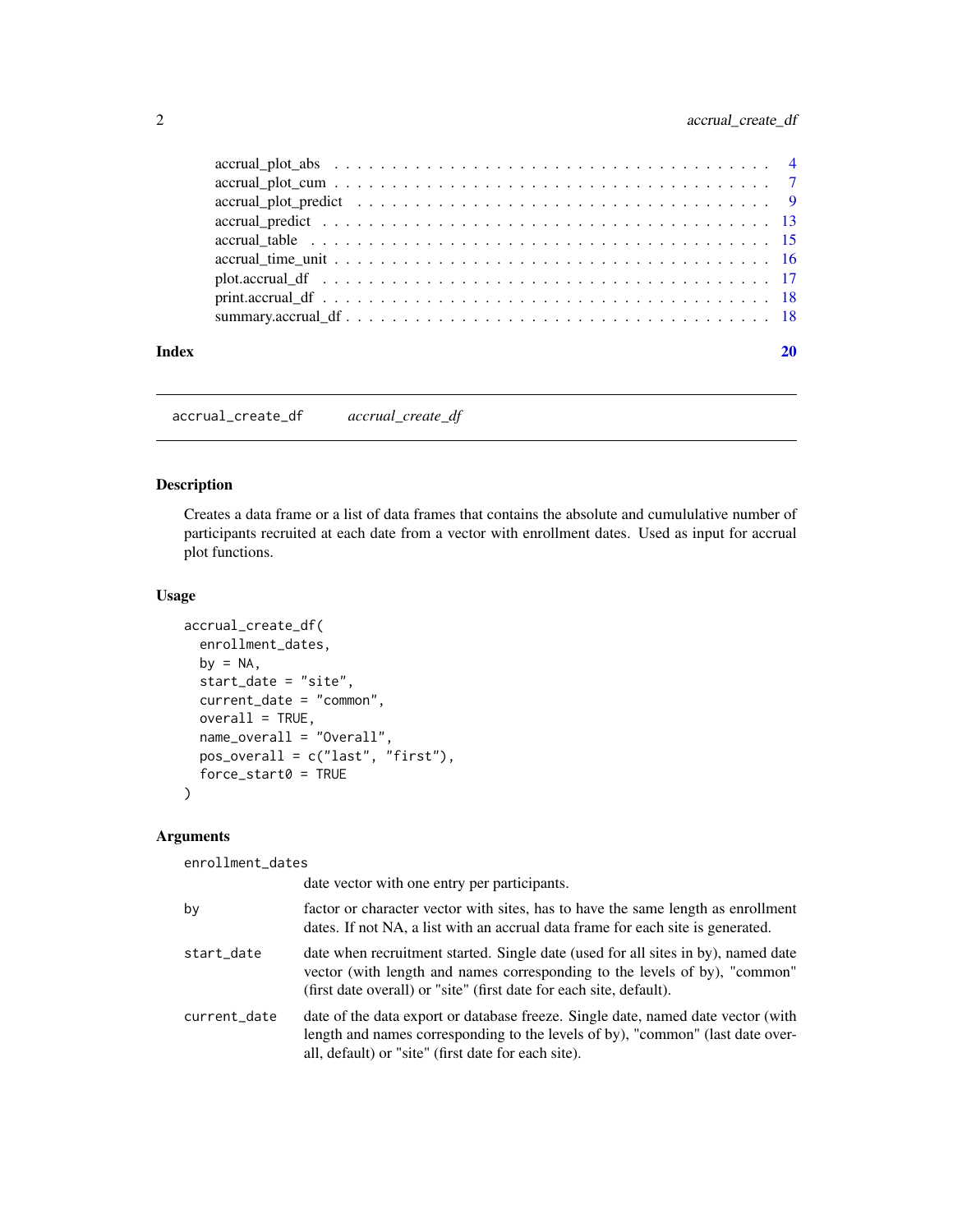accrual_plot_abs . . . . . . . . . . . . . . . . . . . . . . . . . . . . . . . . . . . 4
accrual_plot_cum . . . . . . . . . . . . . . . . . . . . . . . . . . . . . . . . . . . 7
accrual_plot_predict . . . . . . . . . . . . . . . . . . . . . . . . . . . . . . . . . 9
accrual_predict . . . . . . . . . . . . . . . . . . . . . . . . . . . . . . . . . . . . 13
accrual_table . . . . . . . . . . . . . . . . . . . . . . . . . . . . . . . . . . . . . 15
accrual_time_unit . . . . . . . . . . . . . . . . . . . . . . . . . . . . . . . . . . . 16
plot.accrual_df . . . . . . . . . . . . . . . . . . . . . . . . . . . . . . . . . . . . 17
print.accrual_df . . . . . . . . . . . . . . . . . . . . . . . . . . . . . . . . . . . . 18
summary.accrual_df . . . . . . . . . . . . . . . . . . . . . . . . . . . . . . . . . . 18

**Index** **20**

---

`accrual_create_df` *accrual_create_df*

---

### Description

Creates a data frame or a list of data frames that contains the absolute and cumululative number of participants recruited at each date from a vector with enrollment dates. Used as input for accrual plot functions.

### Usage

```
accrual_create_df(
  enrollment_dates,
  by = NA,
  start_date = "site",
  current_date = "common",
  overall = TRUE,
  name_overall = "Overall",
  pos_overall = c("last", "first"),
  force_start0 = TRUE
)
```

### Arguments

| | |
|---|---|
| `enrollment_dates` | date vector with one entry per participants. |
| `by` | factor or character vector with sites, has to have the same length as enrollment dates. If not NA, a list with an accrual data frame for each site is generated. |
| `start_date` | date when recruitment started. Single date (used for all sites in by), named date vector (with length and names corresponding to the levels of by), "common" (first date overall) or "site" (first date for each site, default). |
| `current_date` | date of the data export or database freeze. Single date, named date vector (with length and names corresponding to the levels of by), "common" (last date overall, default) or "site" (first date for each site). |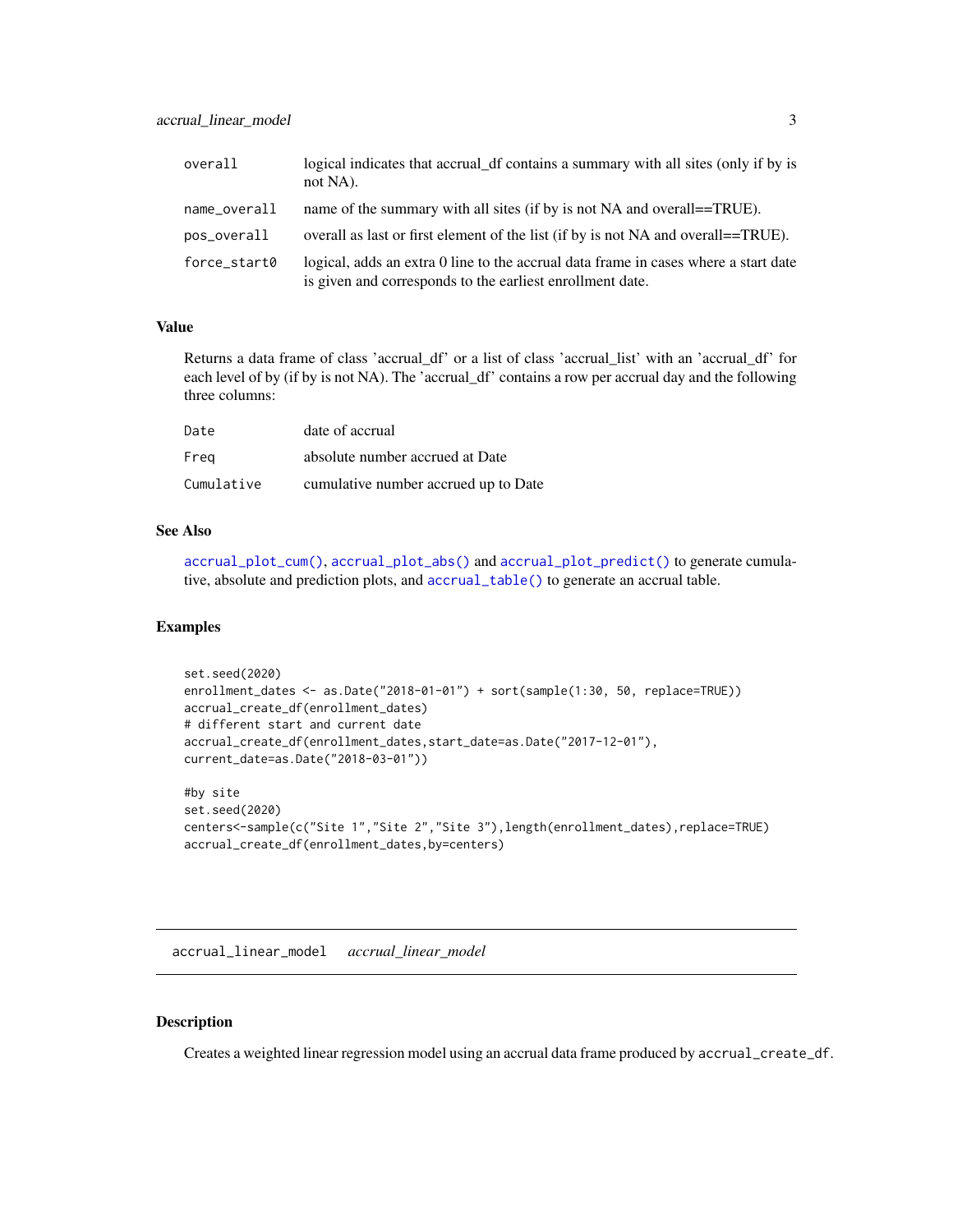| | |
|---|---|
| overall | logical indicates that accrual_df contains a summary with all sites (only if by is not NA). |
| name_overall | name of the summary with all sites (if by is not NA and overall==TRUE). |
| pos_overall | overall as last or first element of the list (if by is not NA and overall==TRUE). |
| force_start0 | logical, adds an extra 0 line to the accrual data frame in cases where a start date is given and corresponds to the earliest enrollment date. |

### Value

Returns a data frame of class 'accrual_df' or a list of class 'accrual_list' with an 'accrual_df' for each level of by (if by is not NA). The 'accrual_df' contains a row per accrual day and the following three columns:

| | |
|---|---|
| Date | date of accrual |
| Freq | absolute number accrued at Date |
| Cumulative | cumulative number accrued up to Date |

### See Also

accrual_plot_cum(), accrual_plot_abs() and accrual_plot_predict() to generate cumulative, absolute and prediction plots, and accrual_table() to generate an accrual table.

### Examples

```
set.seed(2020)
enrollment_dates <- as.Date("2018-01-01") + sort(sample(1:30, 50, replace=TRUE))
accrual_create_df(enrollment_dates)
# different start and current date
accrual_create_df(enrollment_dates,start_date=as.Date("2017-12-01"),
current_date=as.Date("2018-03-01"))

#by site
set.seed(2020)
centers<-sample(c("Site 1","Site 2","Site 3"),length(enrollment_dates),replace=TRUE)
accrual_create_df(enrollment_dates,by=centers)
```

## accrual_linear_model    *accrual_linear_model*

### Description

Creates a weighted linear regression model using an accrual data frame produced by accrual_create_df.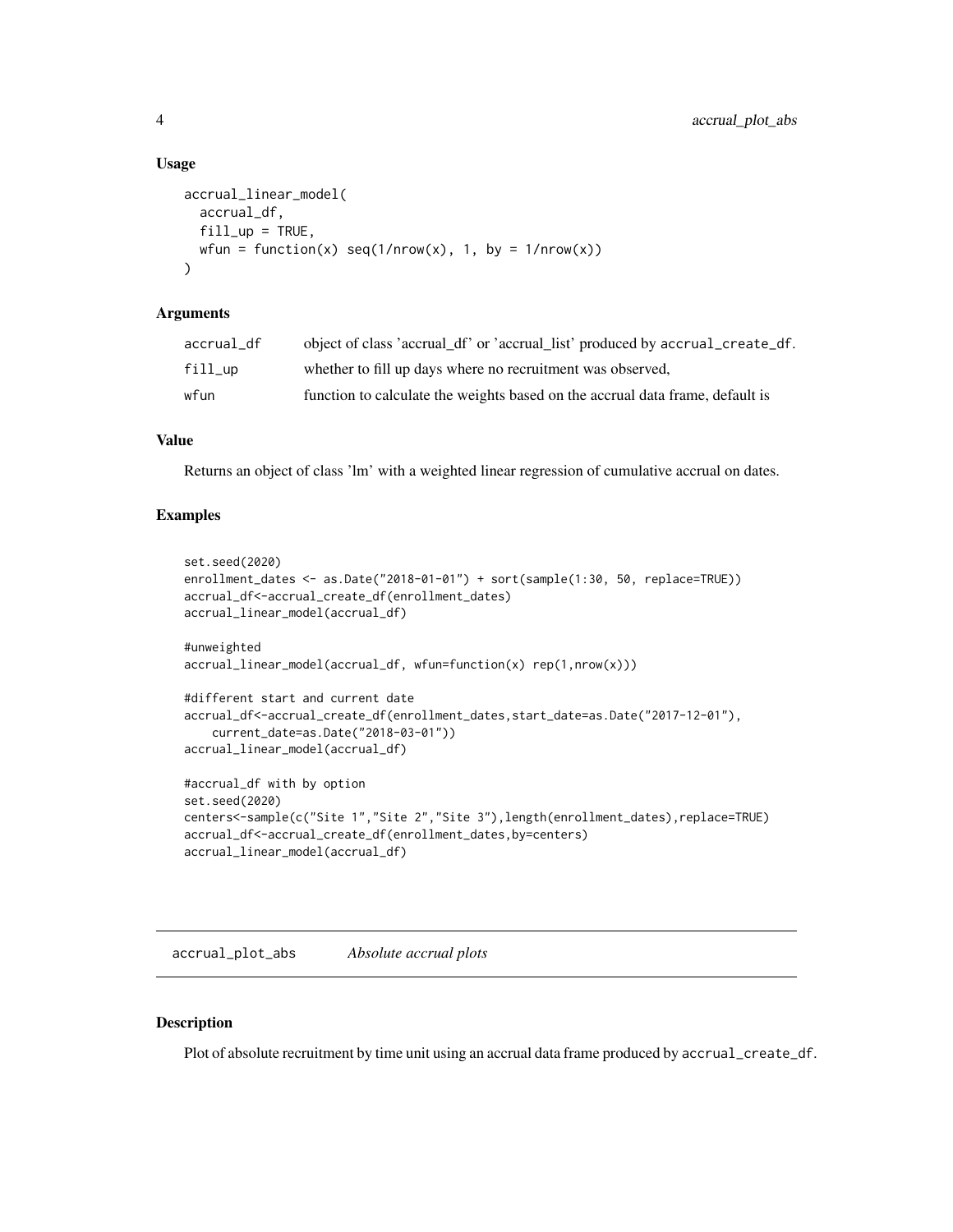### Usage

```
accrual_linear_model(
  accrual_df,
  fill_up = TRUE,
  wfun = function(x) seq(1/nrow(x), 1, by = 1/nrow(x))
)
```

### Arguments

| | |
|---|---|
| accrual_df | object of class 'accrual_df' or 'accrual_list' produced by accrual_create_df. |
| fill_up | whether to fill up days where no recruitment was observed, |
| wfun | function to calculate the weights based on the accrual data frame, default is |

### Value

Returns an object of class 'lm' with a weighted linear regression of cumulative accrual on dates.

### Examples

```
set.seed(2020)
enrollment_dates <- as.Date("2018-01-01") + sort(sample(1:30, 50, replace=TRUE))
accrual_df<-accrual_create_df(enrollment_dates)
accrual_linear_model(accrual_df)

#unweighted
accrual_linear_model(accrual_df, wfun=function(x) rep(1,nrow(x)))

#different start and current date
accrual_df<-accrual_create_df(enrollment_dates,start_date=as.Date("2017-12-01"),
    current_date=as.Date("2018-03-01"))
accrual_linear_model(accrual_df)

#accrual_df with by option
set.seed(2020)
centers<-sample(c("Site 1","Site 2","Site 3"),length(enrollment_dates),replace=TRUE)
accrual_df<-accrual_create_df(enrollment_dates,by=centers)
accrual_linear_model(accrual_df)
```

## accrual_plot_abs *Absolute accrual plots*

### Description

Plot of absolute recruitment by time unit using an accrual data frame produced by accrual_create_df.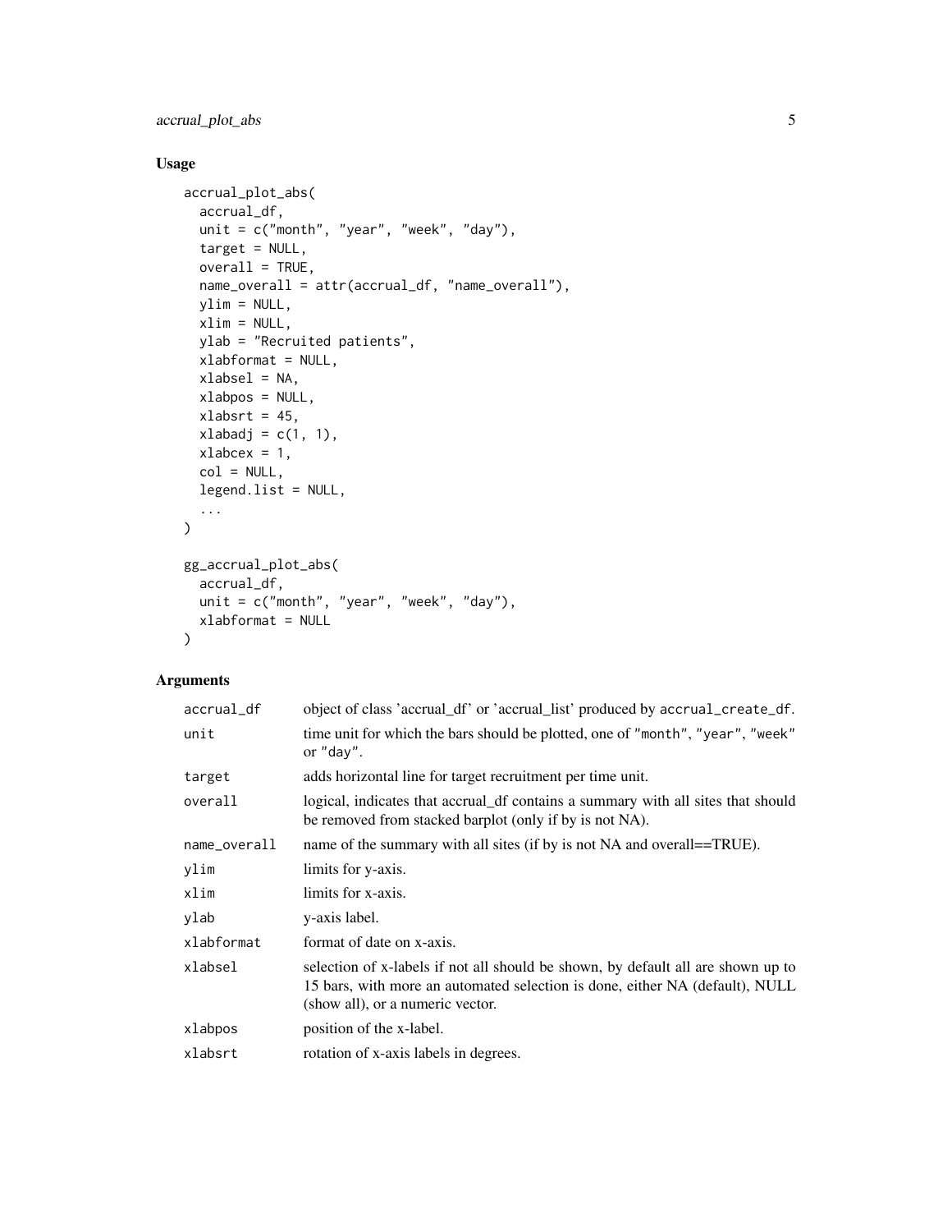## Usage

```
accrual_plot_abs(
  accrual_df,
  unit = c("month", "year", "week", "day"),
  target = NULL,
  overall = TRUE,
  name_overall = attr(accrual_df, "name_overall"),
  ylim = NULL,
  xlim = NULL,
  ylab = "Recruited patients",
  xlabformat = NULL,
  xlabsel = NA,
  xlabpos = NULL,
  xlabsrt = 45,
  xlabadj = c(1, 1),
  xlabcex = 1,
  col = NULL,
  legend.list = NULL,
  ...
)

gg_accrual_plot_abs(
  accrual_df,
  unit = c("month", "year", "week", "day"),
  xlabformat = NULL
)
```

## Arguments

| | |
|---|---|
| `accrual_df` | object of class 'accrual_df' or 'accrual_list' produced by `accrual_create_df`. |
| `unit` | time unit for which the bars should be plotted, one of `"month"`, `"year"`, `"week"` or `"day"`. |
| `target` | adds horizontal line for target recruitment per time unit. |
| `overall` | logical, indicates that accrual_df contains a summary with all sites that should be removed from stacked barplot (only if by is not NA). |
| `name_overall` | name of the summary with all sites (if by is not NA and overall==TRUE). |
| `ylim` | limits for y-axis. |
| `xlim` | limits for x-axis. |
| `ylab` | y-axis label. |
| `xlabformat` | format of date on x-axis. |
| `xlabsel` | selection of x-labels if not all should be shown, by default all are shown up to 15 bars, with more an automated selection is done, either NA (default), NULL (show all), or a numeric vector. |
| `xlabpos` | position of the x-label. |
| `xlabsrt` | rotation of x-axis labels in degrees. |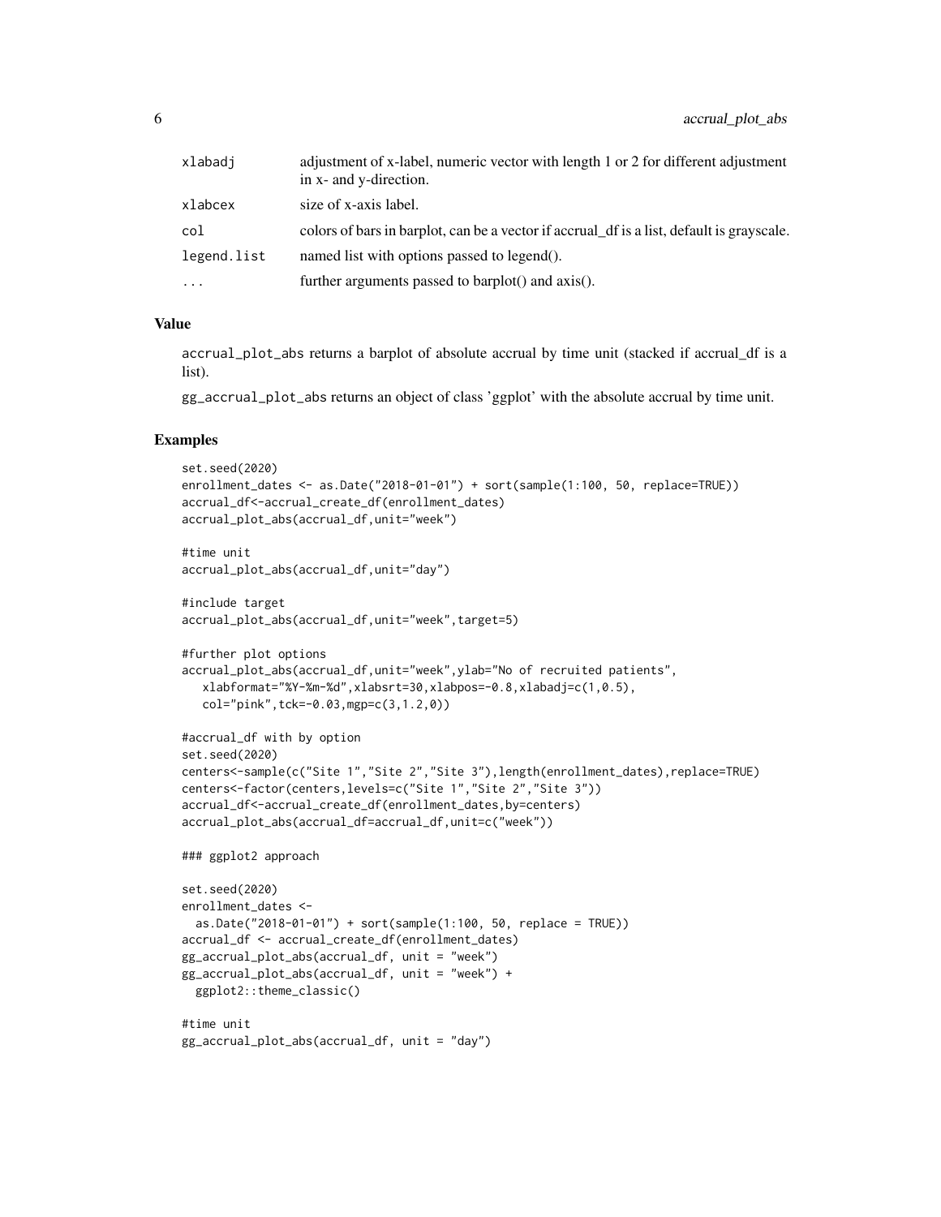| | |
|---|---|
| xlabadj | adjustment of x-label, numeric vector with length 1 or 2 for different adjustment in x- and y-direction. |
| xlabcex | size of x-axis label. |
| col | colors of bars in barplot, can be a vector if accrual_df is a list, default is grayscale. |
| legend.list | named list with options passed to legend(). |
| ... | further arguments passed to barplot() and axis(). |

## Value

accrual_plot_abs returns a barplot of absolute accrual by time unit (stacked if accrual_df is a list).

gg_accrual_plot_abs returns an object of class 'ggplot' with the absolute accrual by time unit.

## Examples

```
set.seed(2020)
enrollment_dates <- as.Date("2018-01-01") + sort(sample(1:100, 50, replace=TRUE))
accrual_df<-accrual_create_df(enrollment_dates)
accrual_plot_abs(accrual_df,unit="week")

#time unit
accrual_plot_abs(accrual_df,unit="day")

#include target
accrual_plot_abs(accrual_df,unit="week",target=5)

#further plot options
accrual_plot_abs(accrual_df,unit="week",ylab="No of recruited patients",
   xlabformat="%Y-%m-%d",xlabsrt=30,xlabpos=-0.8,xlabadj=c(1,0.5),
   col="pink",tck=-0.03,mgp=c(3,1.2,0))

#accrual_df with by option
set.seed(2020)
centers<-sample(c("Site 1","Site 2","Site 3"),length(enrollment_dates),replace=TRUE)
centers<-factor(centers,levels=c("Site 1","Site 2","Site 3"))
accrual_df<-accrual_create_df(enrollment_dates,by=centers)
accrual_plot_abs(accrual_df=accrual_df,unit=c("week"))

### ggplot2 approach

set.seed(2020)
enrollment_dates <-
  as.Date("2018-01-01") + sort(sample(1:100, 50, replace = TRUE))
accrual_df <- accrual_create_df(enrollment_dates)
gg_accrual_plot_abs(accrual_df, unit = "week")
gg_accrual_plot_abs(accrual_df, unit = "week") +
  ggplot2::theme_classic()

#time unit
gg_accrual_plot_abs(accrual_df, unit = "day")
```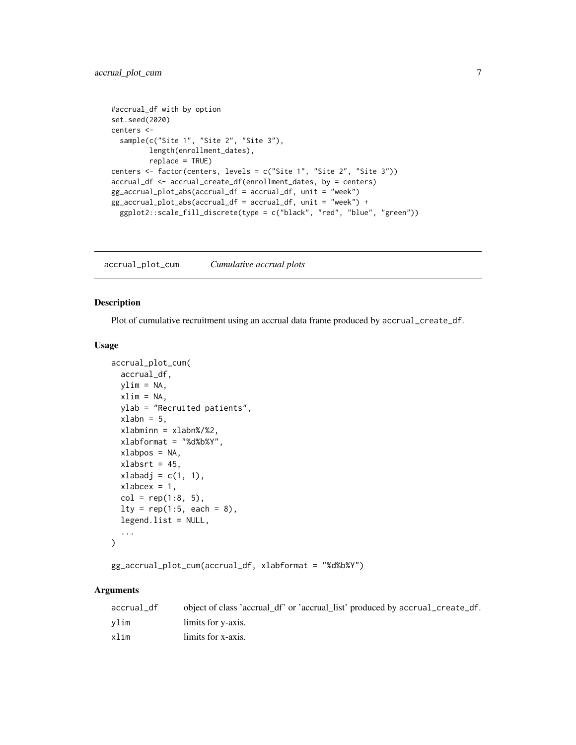```
#accrual_df with by option
set.seed(2020)
centers <-
  sample(c("Site 1", "Site 2", "Site 3"),
         length(enrollment_dates),
         replace = TRUE)
centers <- factor(centers, levels = c("Site 1", "Site 2", "Site 3"))
accrual_df <- accrual_create_df(enrollment_dates, by = centers)
gg_accrual_plot_abs(accrual_df = accrual_df, unit = "week")
gg_accrual_plot_abs(accrual_df = accrual_df, unit = "week") +
  ggplot2::scale_fill_discrete(type = c("black", "red", "blue", "green"))
```

## accrual_plot_cum *Cumulative accrual plots*

### Description

Plot of cumulative recruitment using an accrual data frame produced by `accrual_create_df`.

### Usage

```
accrual_plot_cum(
  accrual_df,
  ylim = NA,
  xlim = NA,
  ylab = "Recruited patients",
  xlabn = 5,
  xlabminn = xlabn%/%2,
  xlabformat = "%d%b%Y",
  xlabpos = NA,
  xlabsrt = 45,
  xlabadj = c(1, 1),
  xlabcex = 1,
  col = rep(1:8, 5),
  lty = rep(1:5, each = 8),
  legend.list = NULL,
  ...
)

gg_accrual_plot_cum(accrual_df, xlabformat = "%d%b%Y")
```

### Arguments

| | |
|---|---|
| accrual_df | object of class 'accrual_df' or 'accrual_list' produced by `accrual_create_df`. |
| ylim | limits for y-axis. |
| xlim | limits for x-axis. |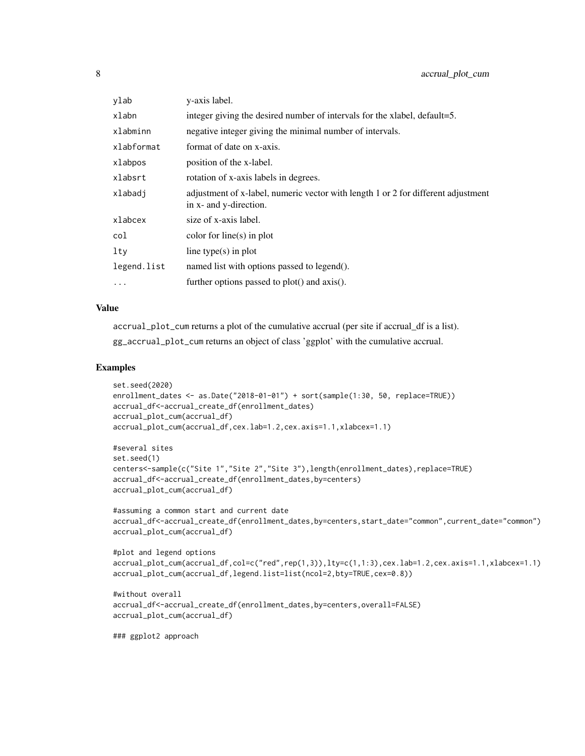| | |
|---|---|
| ylab | y-axis label. |
| xlabn | integer giving the desired number of intervals for the xlabel, default=5. |
| xlabminn | negative integer giving the minimal number of intervals. |
| xlabformat | format of date on x-axis. |
| xlabpos | position of the x-label. |
| xlabsrt | rotation of x-axis labels in degrees. |
| xlabadj | adjustment of x-label, numeric vector with length 1 or 2 for different adjustment in x- and y-direction. |
| xlabcex | size of x-axis label. |
| col | color for line(s) in plot |
| lty | line type(s) in plot |
| legend.list | named list with options passed to legend(). |
| ... | further options passed to plot() and axis(). |

## Value

accrual_plot_cum returns a plot of the cumulative accrual (per site if accrual_df is a list).

gg_accrual_plot_cum returns an object of class 'ggplot' with the cumulative accrual.

## Examples

```
set.seed(2020)
enrollment_dates <- as.Date("2018-01-01") + sort(sample(1:30, 50, replace=TRUE))
accrual_df<-accrual_create_df(enrollment_dates)
accrual_plot_cum(accrual_df)
accrual_plot_cum(accrual_df,cex.lab=1.2,cex.axis=1.1,xlabcex=1.1)

#several sites
set.seed(1)
centers<-sample(c("Site 1","Site 2","Site 3"),length(enrollment_dates),replace=TRUE)
accrual_df<-accrual_create_df(enrollment_dates,by=centers)
accrual_plot_cum(accrual_df)

#assuming a common start and current date
accrual_df<-accrual_create_df(enrollment_dates,by=centers,start_date="common",current_date="common")
accrual_plot_cum(accrual_df)

#plot and legend options
accrual_plot_cum(accrual_df,col=c("red",rep(1,3)),lty=c(1,1:3),cex.lab=1.2,cex.axis=1.1,xlabcex=1.1)
accrual_plot_cum(accrual_df,legend.list=list(ncol=2,bty=TRUE,cex=0.8))

#without overall
accrual_df<-accrual_create_df(enrollment_dates,by=centers,overall=FALSE)
accrual_plot_cum(accrual_df)

### ggplot2 approach
```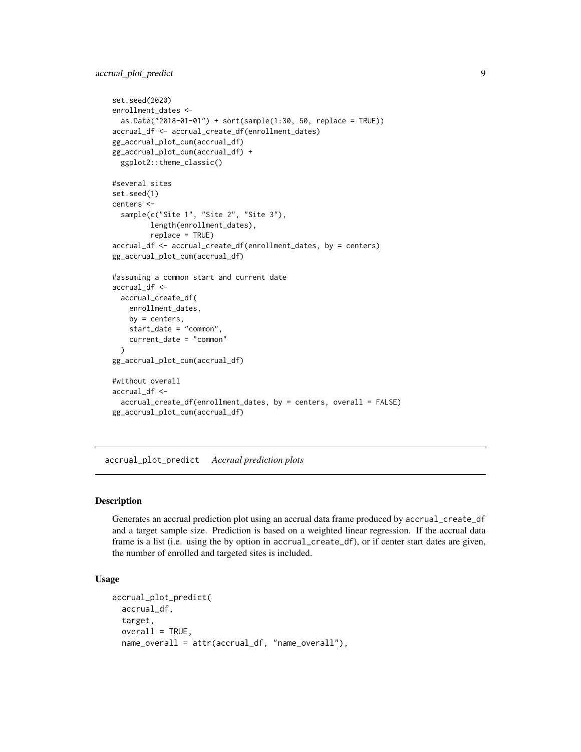```
set.seed(2020)
enrollment_dates <-
  as.Date("2018-01-01") + sort(sample(1:30, 50, replace = TRUE))
accrual_df <- accrual_create_df(enrollment_dates)
gg_accrual_plot_cum(accrual_df)
gg_accrual_plot_cum(accrual_df) +
  ggplot2::theme_classic()

#several sites
set.seed(1)
centers <-
  sample(c("Site 1", "Site 2", "Site 3"),
         length(enrollment_dates),
         replace = TRUE)
accrual_df <- accrual_create_df(enrollment_dates, by = centers)
gg_accrual_plot_cum(accrual_df)

#assuming a common start and current date
accrual_df <-
  accrual_create_df(
    enrollment_dates,
    by = centers,
    start_date = "common",
    current_date = "common"
  )
gg_accrual_plot_cum(accrual_df)

#without overall
accrual_df <-
  accrual_create_df(enrollment_dates, by = centers, overall = FALSE)
gg_accrual_plot_cum(accrual_df)
```

---

## accrual_plot_predict *Accrual prediction plots*

---

### Description

Generates an accrual prediction plot using an accrual data frame produced by `accrual_create_df` and a target sample size. Prediction is based on a weighted linear regression. If the accrual data frame is a list (i.e. using the by option in `accrual_create_df`), or if center start dates are given, the number of enrolled and targeted sites is included.

### Usage

```
accrual_plot_predict(
  accrual_df,
  target,
  overall = TRUE,
  name_overall = attr(accrual_df, "name_overall"),
```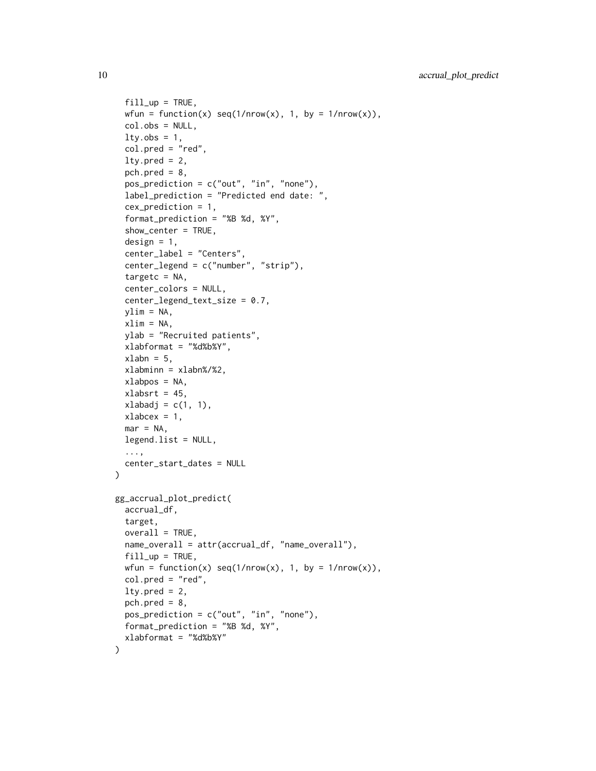```
  fill_up = TRUE,
  wfun = function(x) seq(1/nrow(x), 1, by = 1/nrow(x)),
  col.obs = NULL,
  lty.obs = 1,
  col.pred = "red",
  lty.pred = 2,
  pch.pred = 8,
  pos_prediction = c("out", "in", "none"),
  label_prediction = "Predicted end date: ",
  cex_prediction = 1,
  format_prediction = "%B %d, %Y",
  show_center = TRUE,
  design = 1,
  center_label = "Centers",
  center_legend = c("number", "strip"),
  targetc = NA,
  center_colors = NULL,
  center_legend_text_size = 0.7,
  ylim = NA,
  xlim = NA,
  ylab = "Recruited patients",
  xlabformat = "%d%b%Y",
  xlabn = 5,
  xlabminn = xlabn%/%2,
  xlabpos = NA,
  xlabsrt = 45,
  xlabadj = c(1, 1),
  xlabcex = 1,
  mar = NA,
  legend.list = NULL,
  ...,
  center_start_dates = NULL
)

gg_accrual_plot_predict(
  accrual_df,
  target,
  overall = TRUE,
  name_overall = attr(accrual_df, "name_overall"),
  fill_up = TRUE,
  wfun = function(x) seq(1/nrow(x), 1, by = 1/nrow(x)),
  col.pred = "red",
  lty.pred = 2,
  pch.pred = 8,
  pos_prediction = c("out", "in", "none"),
  format_prediction = "%B %d, %Y",
  xlabformat = "%d%b%Y"
)
```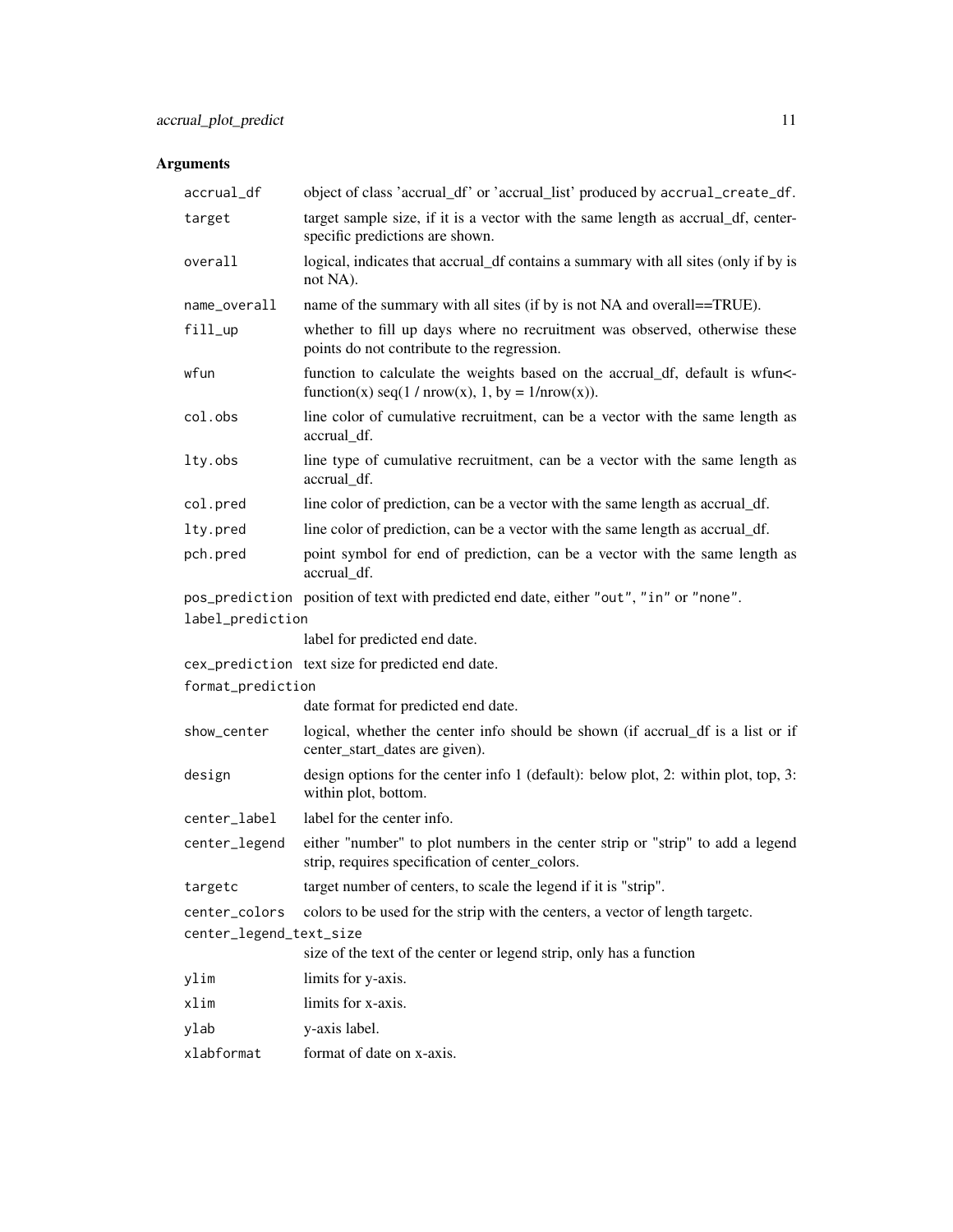## Arguments

| | |
|---|---|
| `accrual_df` | object of class 'accrual_df' or 'accrual_list' produced by `accrual_create_df`. |
| `target` | target sample size, if it is a vector with the same length as accrual_df, center-specific predictions are shown. |
| `overall` | logical, indicates that accrual_df contains a summary with all sites (only if by is not NA). |
| `name_overall` | name of the summary with all sites (if by is not NA and overall==TRUE). |
| `fill_up` | whether to fill up days where no recruitment was observed, otherwise these points do not contribute to the regression. |
| `wfun` | function to calculate the weights based on the accrual_df, default is wfun<-function(x) seq(1 / nrow(x), 1, by = 1/nrow(x)). |
| `col.obs` | line color of cumulative recruitment, can be a vector with the same length as accrual_df. |
| `lty.obs` | line type of cumulative recruitment, can be a vector with the same length as accrual_df. |
| `col.pred` | line color of prediction, can be a vector with the same length as accrual_df. |
| `lty.pred` | line color of prediction, can be a vector with the same length as accrual_df. |
| `pch.pred` | point symbol for end of prediction, can be a vector with the same length as accrual_df. |
| `pos_prediction` | position of text with predicted end date, either `"out"`, `"in"` or `"none"`. |
| `label_prediction` | label for predicted end date. |
| `cex_prediction` | text size for predicted end date. |
| `format_prediction` | date format for predicted end date. |
| `show_center` | logical, whether the center info should be shown (if accrual_df is a list or if center_start_dates are given). |
| `design` | design options for the center info 1 (default): below plot, 2: within plot, top, 3: within plot, bottom. |
| `center_label` | label for the center info. |
| `center_legend` | either "number" to plot numbers in the center strip or "strip" to add a legend strip, requires specification of center_colors. |
| `targetc` | target number of centers, to scale the legend if it is "strip". |
| `center_colors` | colors to be used for the strip with the centers, a vector of length targetc. |
| `center_legend_text_size` | size of the text of the center or legend strip, only has a function |
| `ylim` | limits for y-axis. |
| `xlim` | limits for x-axis. |
| `ylab` | y-axis label. |
| `xlabformat` | format of date on x-axis. |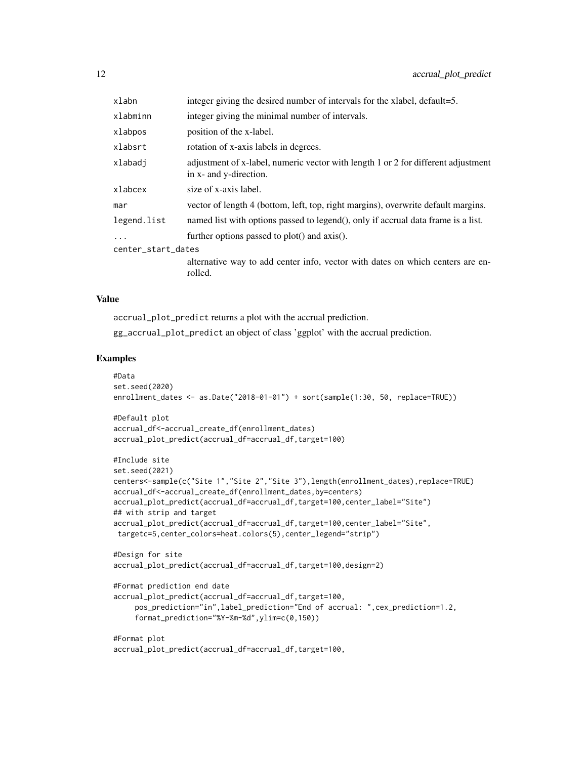| | |
|---|---|
| xlabn | integer giving the desired number of intervals for the xlabel, default=5. |
| xlabminn | integer giving the minimal number of intervals. |
| xlabpos | position of the x-label. |
| xlabsrt | rotation of x-axis labels in degrees. |
| xlabadj | adjustment of x-label, numeric vector with length 1 or 2 for different adjustment in x- and y-direction. |
| xlabcex | size of x-axis label. |
| mar | vector of length 4 (bottom, left, top, right margins), overwrite default margins. |
| legend.list | named list with options passed to legend(), only if accrual data frame is a list. |
| ... | further options passed to plot() and axis(). |
| center_start_dates | alternative way to add center info, vector with dates on which centers are enrolled. |

## Value

accrual_plot_predict returns a plot with the accrual prediction.

gg_accrual_plot_predict an object of class 'ggplot' with the accrual prediction.

## Examples

```
#Data
set.seed(2020)
enrollment_dates <- as.Date("2018-01-01") + sort(sample(1:30, 50, replace=TRUE))

#Default plot
accrual_df<-accrual_create_df(enrollment_dates)
accrual_plot_predict(accrual_df=accrual_df,target=100)

#Include site
set.seed(2021)
centers<-sample(c("Site 1","Site 2","Site 3"),length(enrollment_dates),replace=TRUE)
accrual_df<-accrual_create_df(enrollment_dates,by=centers)
accrual_plot_predict(accrual_df=accrual_df,target=100,center_label="Site")
## with strip and target
accrual_plot_predict(accrual_df=accrual_df,target=100,center_label="Site",
 targetc=5,center_colors=heat.colors(5),center_legend="strip")

#Design for site
accrual_plot_predict(accrual_df=accrual_df,target=100,design=2)

#Format prediction end date
accrual_plot_predict(accrual_df=accrual_df,target=100,
     pos_prediction="in",label_prediction="End of accrual: ",cex_prediction=1.2,
     format_prediction="%Y-%m-%d",ylim=c(0,150))

#Format plot
accrual_plot_predict(accrual_df=accrual_df,target=100,
```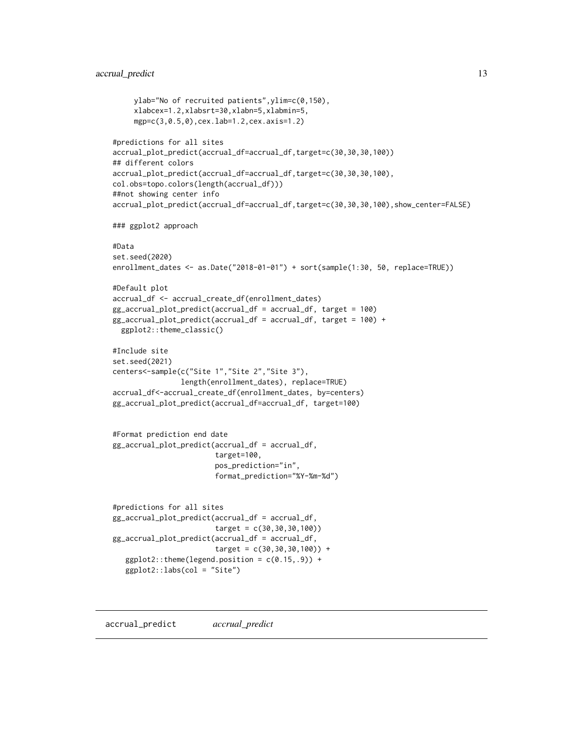```
      ylab="No of recruited patients",ylim=c(0,150),
      xlabcex=1.2,xlabsrt=30,xlabn=5,xlabmin=5,
      mgp=c(3,0.5,0),cex.lab=1.2,cex.axis=1.2)

#predictions for all sites
accrual_plot_predict(accrual_df=accrual_df,target=c(30,30,30,100))
## different colors
accrual_plot_predict(accrual_df=accrual_df,target=c(30,30,30,100),
col.obs=topo.colors(length(accrual_df)))
##not showing center info
accrual_plot_predict(accrual_df=accrual_df,target=c(30,30,30,100),show_center=FALSE)

### ggplot2 approach

#Data
set.seed(2020)
enrollment_dates <- as.Date("2018-01-01") + sort(sample(1:30, 50, replace=TRUE))

#Default plot
accrual_df <- accrual_create_df(enrollment_dates)
gg_accrual_plot_predict(accrual_df = accrual_df, target = 100)
gg_accrual_plot_predict(accrual_df = accrual_df, target = 100) +
  ggplot2::theme_classic()

#Include site
set.seed(2021)
centers<-sample(c("Site 1","Site 2","Site 3"),
                length(enrollment_dates), replace=TRUE)
accrual_df<-accrual_create_df(enrollment_dates, by=centers)
gg_accrual_plot_predict(accrual_df=accrual_df, target=100)


#Format prediction end date
gg_accrual_plot_predict(accrual_df = accrual_df,
                        target=100,
                        pos_prediction="in",
                        format_prediction="%Y-%m-%d")


#predictions for all sites
gg_accrual_plot_predict(accrual_df = accrual_df,
                        target = c(30,30,30,100))
gg_accrual_plot_predict(accrual_df = accrual_df,
                        target = c(30,30,30,100)) +
   ggplot2::theme(legend.position = c(0.15,.9)) +
   ggplot2::labs(col = "Site")
```

## accrual_predict *accrual_predict*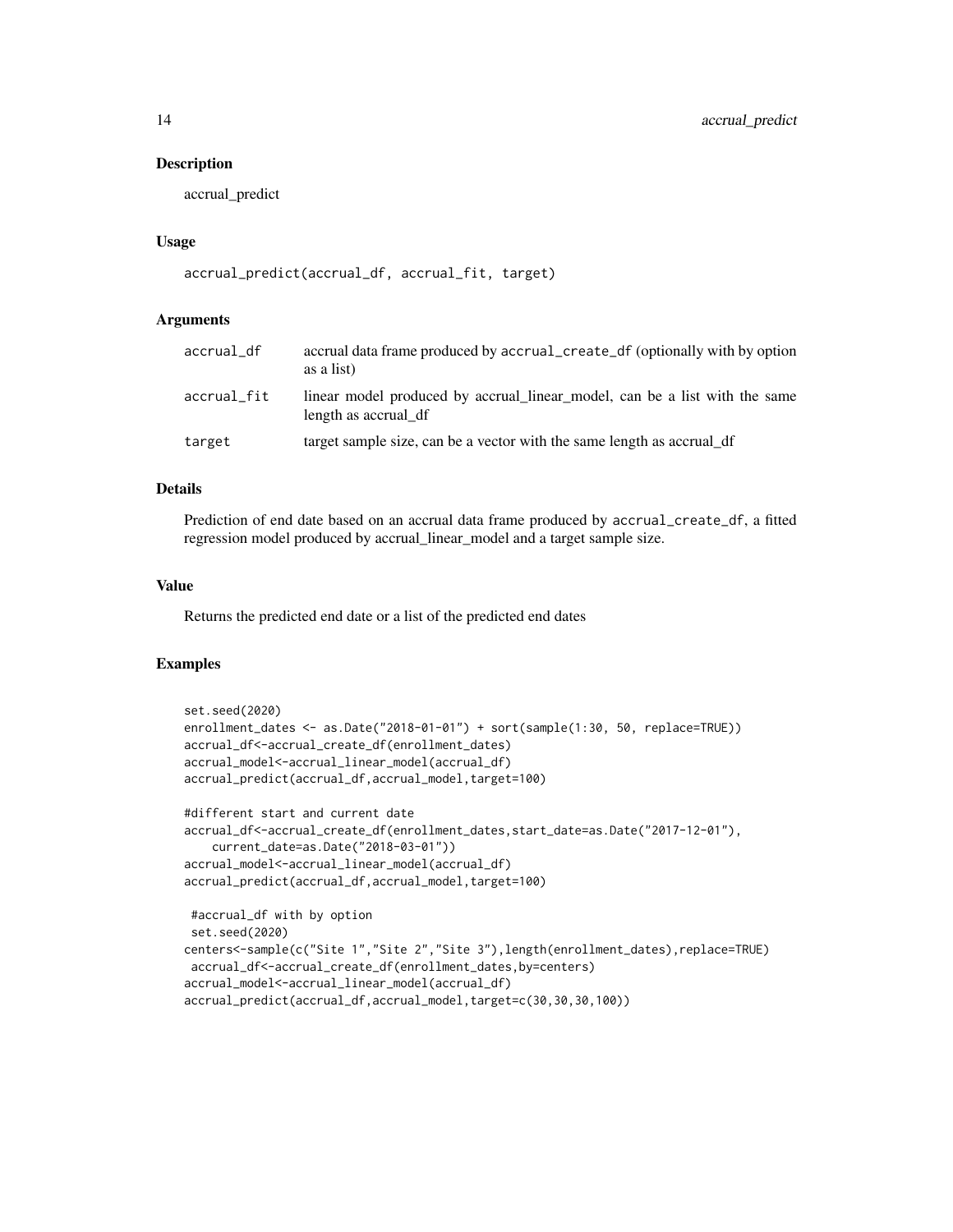## Description

accrual_predict

## Usage

```
accrual_predict(accrual_df, accrual_fit, target)
```

## Arguments

| | |
|---|---|
| accrual_df | accrual data frame produced by accrual_create_df (optionally with by option as a list) |
| accrual_fit | linear model produced by accrual_linear_model, can be a list with the same length as accrual_df |
| target | target sample size, can be a vector with the same length as accrual_df |

## Details

Prediction of end date based on an accrual data frame produced by accrual_create_df, a fitted regression model produced by accrual_linear_model and a target sample size.

## Value

Returns the predicted end date or a list of the predicted end dates

## Examples

```
set.seed(2020)
enrollment_dates <- as.Date("2018-01-01") + sort(sample(1:30, 50, replace=TRUE))
accrual_df<-accrual_create_df(enrollment_dates)
accrual_model<-accrual_linear_model(accrual_df)
accrual_predict(accrual_df,accrual_model,target=100)

#different start and current date
accrual_df<-accrual_create_df(enrollment_dates,start_date=as.Date("2017-12-01"),
    current_date=as.Date("2018-03-01"))
accrual_model<-accrual_linear_model(accrual_df)
accrual_predict(accrual_df,accrual_model,target=100)

 #accrual_df with by option
 set.seed(2020)
centers<-sample(c("Site 1","Site 2","Site 3"),length(enrollment_dates),replace=TRUE)
 accrual_df<-accrual_create_df(enrollment_dates,by=centers)
accrual_model<-accrual_linear_model(accrual_df)
accrual_predict(accrual_df,accrual_model,target=c(30,30,30,100))
```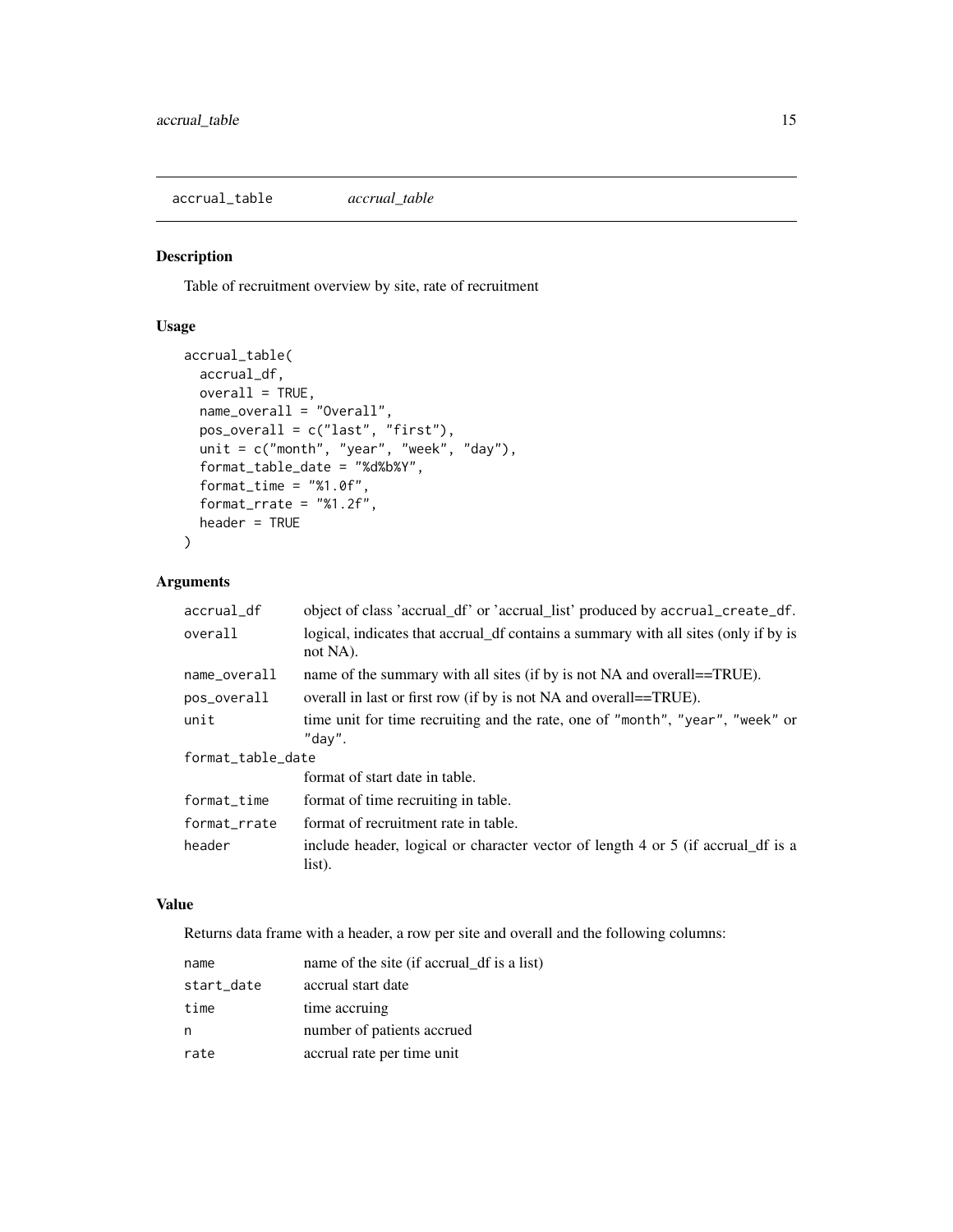## accrual_table *accrual_table*

### Description

Table of recruitment overview by site, rate of recruitment

### Usage

```
accrual_table(
  accrual_df,
  overall = TRUE,
  name_overall = "Overall",
  pos_overall = c("last", "first"),
  unit = c("month", "year", "week", "day"),
  format_table_date = "%d%b%Y",
  format_time = "%1.0f",
  format_rrate = "%1.2f",
  header = TRUE
)
```

### Arguments

| | |
|---|---|
| accrual_df | object of class 'accrual_df' or 'accrual_list' produced by accrual_create_df. |
| overall | logical, indicates that accrual_df contains a summary with all sites (only if by is not NA). |
| name_overall | name of the summary with all sites (if by is not NA and overall==TRUE). |
| pos_overall | overall in last or first row (if by is not NA and overall==TRUE). |
| unit | time unit for time recruiting and the rate, one of "month", "year", "week" or "day". |
| format_table_date | format of start date in table. |
| format_time | format of time recruiting in table. |
| format_rrate | format of recruitment rate in table. |
| header | include header, logical or character vector of length 4 or 5 (if accrual_df is a list). |

### Value

Returns data frame with a header, a row per site and overall and the following columns:

| | |
|---|---|
| name | name of the site (if accrual_df is a list) |
| start_date | accrual start date |
| time | time accruing |
| n | number of patients accrued |
| rate | accrual rate per time unit |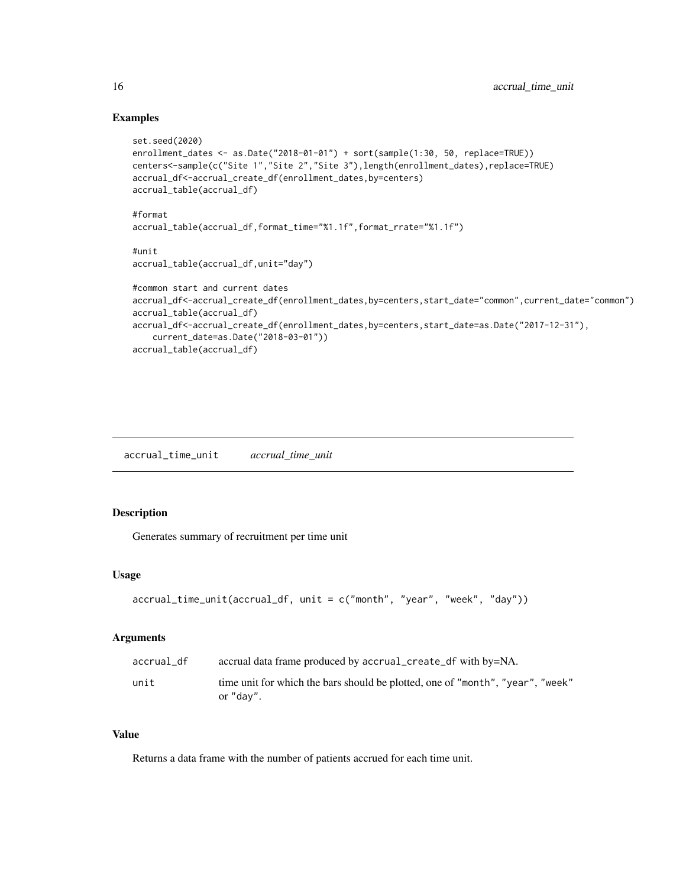## Examples

```
set.seed(2020)
enrollment_dates <- as.Date("2018-01-01") + sort(sample(1:30, 50, replace=TRUE))
centers<-sample(c("Site 1","Site 2","Site 3"),length(enrollment_dates),replace=TRUE)
accrual_df<-accrual_create_df(enrollment_dates,by=centers)
accrual_table(accrual_df)

#format
accrual_table(accrual_df,format_time="%1.1f",format_rrate="%1.1f")

#unit
accrual_table(accrual_df,unit="day")

#common start and current dates
accrual_df<-accrual_create_df(enrollment_dates,by=centers,start_date="common",current_date="common")
accrual_table(accrual_df)
accrual_df<-accrual_create_df(enrollment_dates,by=centers,start_date=as.Date("2017-12-31"),
    current_date=as.Date("2018-03-01"))
accrual_table(accrual_df)
```

---

# accrual_time_unit *accrual_time_unit*

## Description

Generates summary of recruitment per time unit

## Usage

```
accrual_time_unit(accrual_df, unit = c("month", "year", "week", "day"))
```

## Arguments

| | |
|---|---|
| accrual_df | accrual data frame produced by accrual_create_df with by=NA. |
| unit | time unit for which the bars should be plotted, one of "month", "year", "week" or "day". |

## Value

Returns a data frame with the number of patients accrued for each time unit.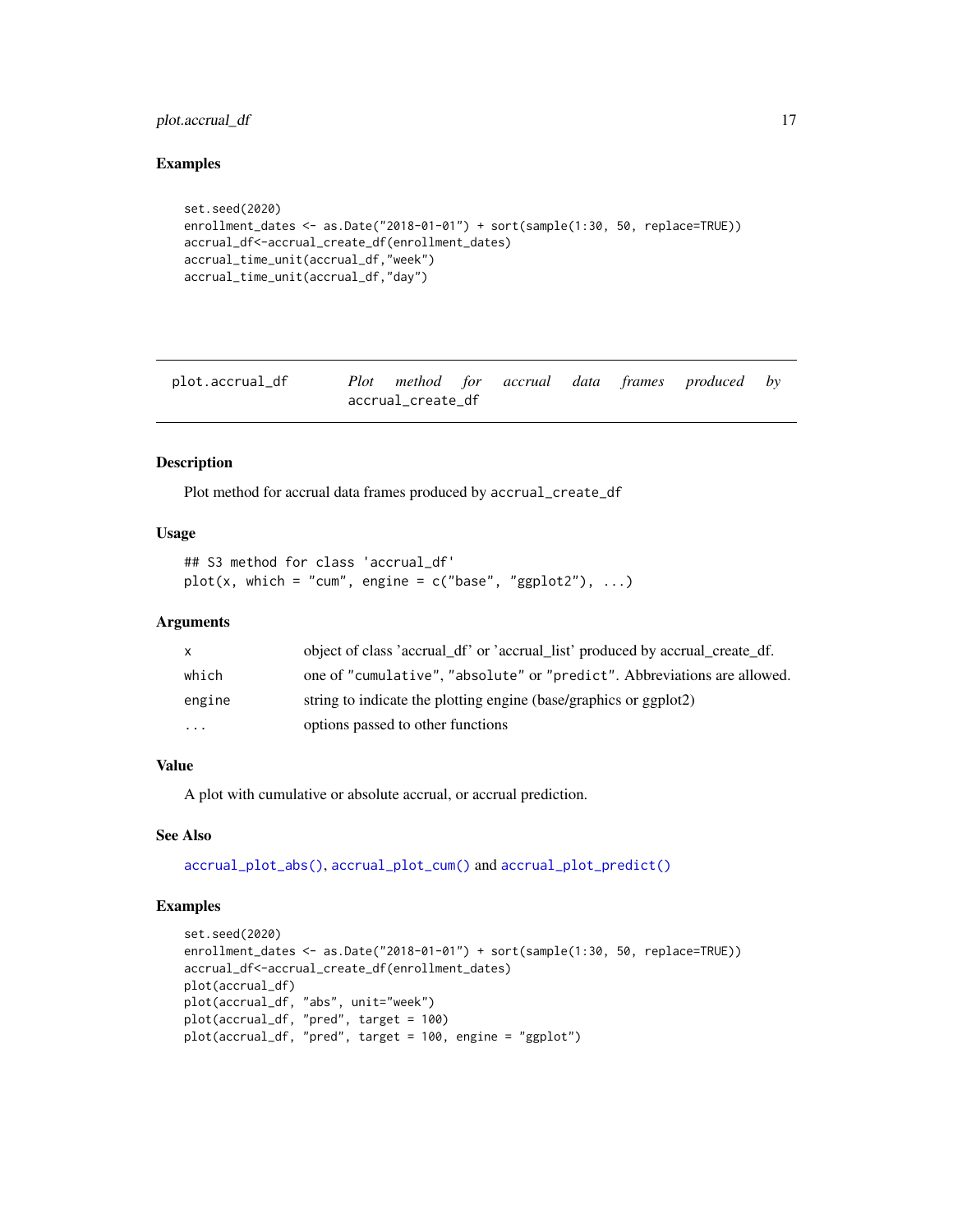### Examples

```
set.seed(2020)
enrollment_dates <- as.Date("2018-01-01") + sort(sample(1:30, 50, replace=TRUE))
accrual_df<-accrual_create_df(enrollment_dates)
accrual_time_unit(accrual_df,"week")
accrual_time_unit(accrual_df,"day")
```

---

## plot.accrual_df — *Plot method for accrual data frames produced by* `accrual_create_df`

---

### Description

Plot method for accrual data frames produced by `accrual_create_df`

### Usage

```
## S3 method for class 'accrual_df'
plot(x, which = "cum", engine = c("base", "ggplot2"), ...)
```

### Arguments

| | |
|---|---|
| `x` | object of class 'accrual_df' or 'accrual_list' produced by accrual_create_df. |
| `which` | one of `"cumulative"`, `"absolute"` or `"predict"`. Abbreviations are allowed. |
| `engine` | string to indicate the plotting engine (base/graphics or ggplot2) |
| `...` | options passed to other functions |

### Value

A plot with cumulative or absolute accrual, or accrual prediction.

### See Also

`accrual_plot_abs()`, `accrual_plot_cum()` and `accrual_plot_predict()`

### Examples

```
set.seed(2020)
enrollment_dates <- as.Date("2018-01-01") + sort(sample(1:30, 50, replace=TRUE))
accrual_df<-accrual_create_df(enrollment_dates)
plot(accrual_df)
plot(accrual_df, "abs", unit="week")
plot(accrual_df, "pred", target = 100)
plot(accrual_df, "pred", target = 100, engine = "ggplot")
```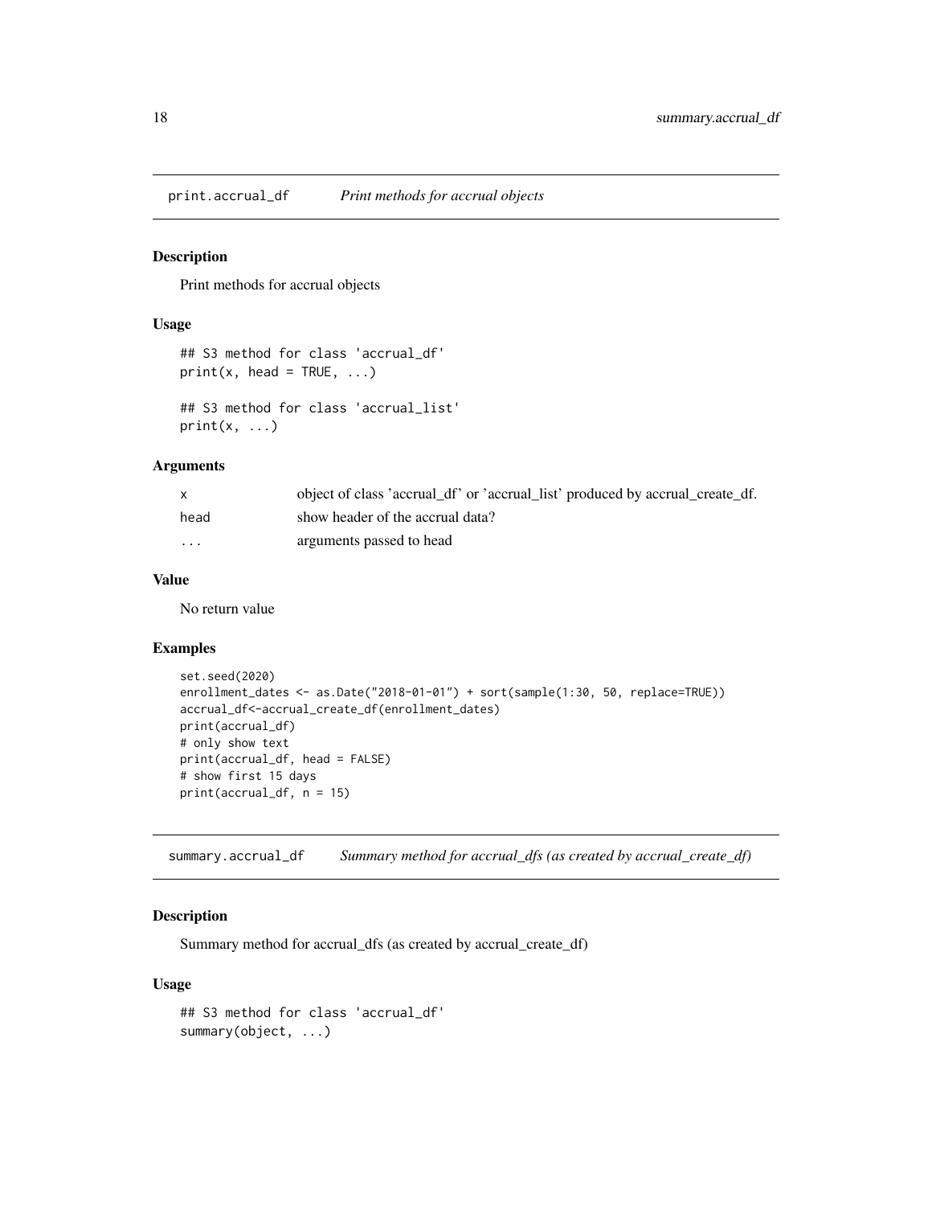## print.accrual_df *Print methods for accrual objects*

### Description

Print methods for accrual objects

### Usage

```
## S3 method for class 'accrual_df'
print(x, head = TRUE, ...)

## S3 method for class 'accrual_list'
print(x, ...)
```

### Arguments

| | |
|---|---|
| x | object of class 'accrual_df' or 'accrual_list' produced by accrual_create_df. |
| head | show header of the accrual data? |
| ... | arguments passed to head |

### Value

No return value

### Examples

```
set.seed(2020)
enrollment_dates <- as.Date("2018-01-01") + sort(sample(1:30, 50, replace=TRUE))
accrual_df<-accrual_create_df(enrollment_dates)
print(accrual_df)
# only show text
print(accrual_df, head = FALSE)
# show first 15 days
print(accrual_df, n = 15)
```

## summary.accrual_df *Summary method for accrual_dfs (as created by accrual_create_df)*

### Description

Summary method for accrual_dfs (as created by accrual_create_df)

### Usage

```
## S3 method for class 'accrual_df'
summary(object, ...)
```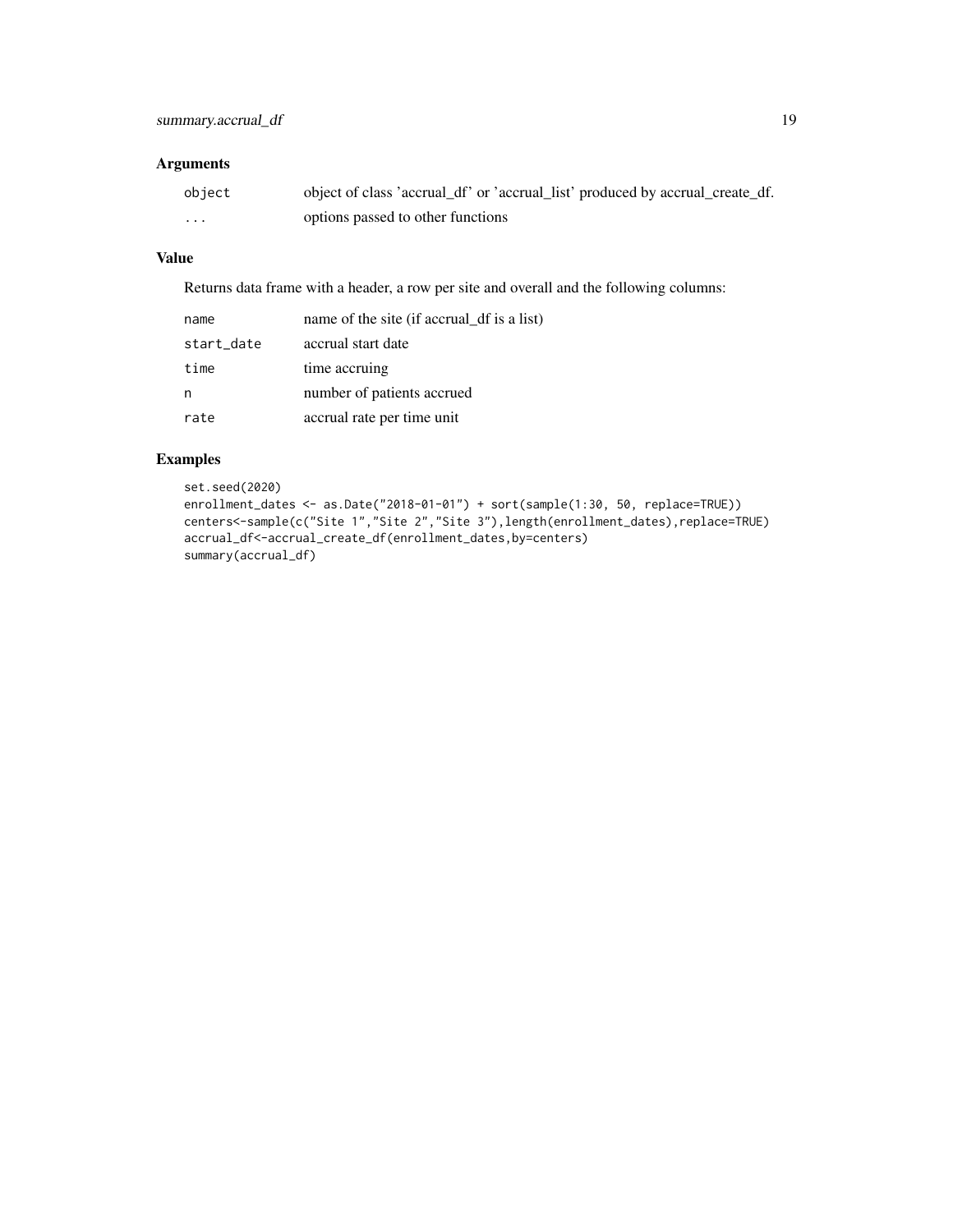## Arguments

| | |
|---|---|
| object | object of class 'accrual_df' or 'accrual_list' produced by accrual_create_df. |
| ... | options passed to other functions |

## Value

Returns data frame with a header, a row per site and overall and the following columns:

| | |
|---|---|
| name | name of the site (if accrual_df is a list) |
| start_date | accrual start date |
| time | time accruing |
| n | number of patients accrued |
| rate | accrual rate per time unit |

## Examples

```
set.seed(2020)
enrollment_dates <- as.Date("2018-01-01") + sort(sample(1:30, 50, replace=TRUE))
centers<-sample(c("Site 1","Site 2","Site 3"),length(enrollment_dates),replace=TRUE)
accrual_df<-accrual_create_df(enrollment_dates,by=centers)
summary(accrual_df)
```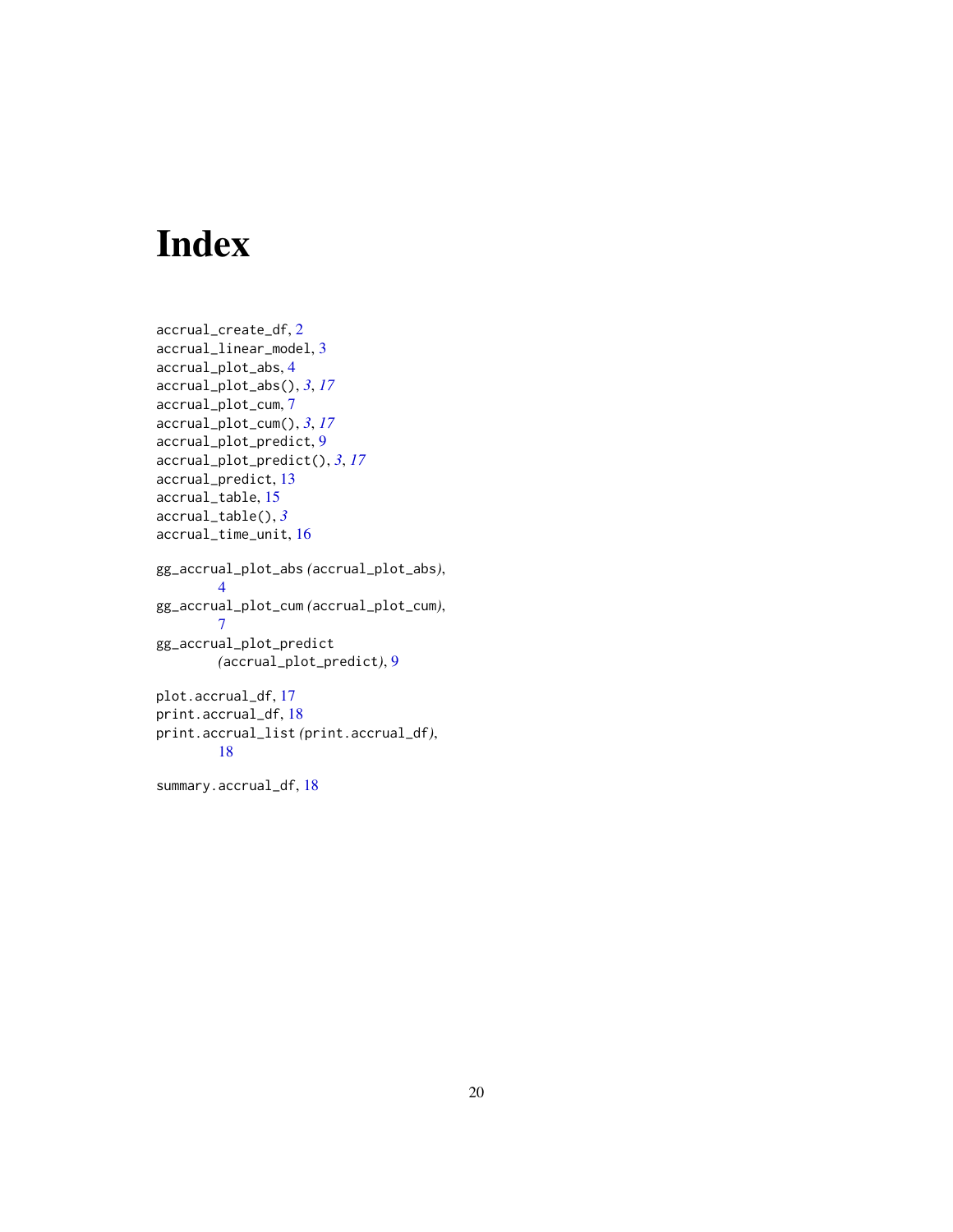# Index

accrual_create_df, 2
accrual_linear_model, 3
accrual_plot_abs, 4
accrual_plot_abs(), *3*, *17*
accrual_plot_cum, 7
accrual_plot_cum(), *3*, *17*
accrual_plot_predict, 9
accrual_plot_predict(), *3*, *17*
accrual_predict, 13
accrual_table, 15
accrual_table(), *3*
accrual_time_unit, 16

gg_accrual_plot_abs *(*accrual_plot_abs*)*, 4
gg_accrual_plot_cum *(*accrual_plot_cum*)*, 7
gg_accrual_plot_predict *(*accrual_plot_predict*)*, 9

plot.accrual_df, 17
print.accrual_df, 18
print.accrual_list *(*print.accrual_df*)*, 18

summary.accrual_df, 18